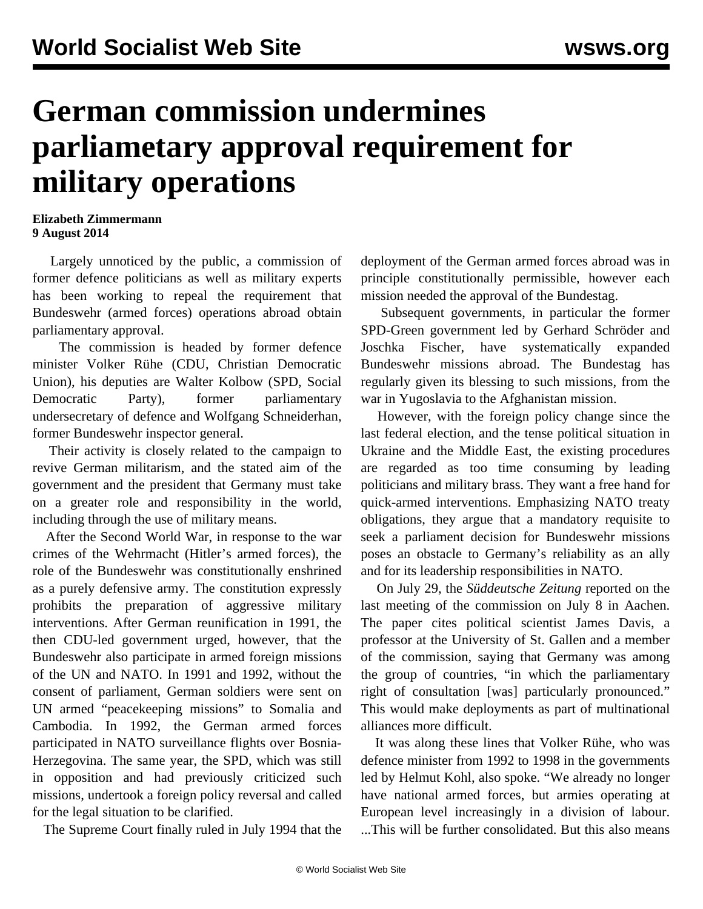# German commission undermines parliametary approval requirement for military operations

**Elizabeth Zimmermann**
**9 August 2014**

Largely unnoticed by the public, a commission of former defence politicians as well as military experts has been working to repeal the requirement that Bundeswehr (armed forces) operations abroad obtain parliamentary approval.

The commission is headed by former defence minister Volker Rühe (CDU, Christian Democratic Union), his deputies are Walter Kolbow (SPD, Social Democratic Party), former parliamentary undersecretary of defence and Wolfgang Schneiderhan, former Bundeswehr inspector general.

Their activity is closely related to the campaign to revive German militarism, and the stated aim of the government and the president that Germany must take on a greater role and responsibility in the world, including through the use of military means.

After the Second World War, in response to the war crimes of the Wehrmacht (Hitler's armed forces), the role of the Bundeswehr was constitutionally enshrined as a purely defensive army. The constitution expressly prohibits the preparation of aggressive military interventions. After German reunification in 1991, the then CDU-led government urged, however, that the Bundeswehr also participate in armed foreign missions of the UN and NATO. In 1991 and 1992, without the consent of parliament, German soldiers were sent on UN armed "peacekeeping missions" to Somalia and Cambodia. In 1992, the German armed forces participated in NATO surveillance flights over Bosnia-Herzegovina. The same year, the SPD, which was still in opposition and had previously criticized such missions, undertook a foreign policy reversal and called for the legal situation to be clarified.

The Supreme Court finally ruled in July 1994 that the deployment of the German armed forces abroad was in principle constitutionally permissible, however each mission needed the approval of the Bundestag.

Subsequent governments, in particular the former SPD-Green government led by Gerhard Schröder and Joschka Fischer, have systematically expanded Bundeswehr missions abroad. The Bundestag has regularly given its blessing to such missions, from the war in Yugoslavia to the Afghanistan mission.

However, with the foreign policy change since the last federal election, and the tense political situation in Ukraine and the Middle East, the existing procedures are regarded as too time consuming by leading politicians and military brass. They want a free hand for quick-armed interventions. Emphasizing NATO treaty obligations, they argue that a mandatory requisite to seek a parliament decision for Bundeswehr missions poses an obstacle to Germany's reliability as an ally and for its leadership responsibilities in NATO.

On July 29, the *Süddeutsche Zeitung* reported on the last meeting of the commission on July 8 in Aachen. The paper cites political scientist James Davis, a professor at the University of St. Gallen and a member of the commission, saying that Germany was among the group of countries, "in which the parliamentary right of consultation [was] particularly pronounced." This would make deployments as part of multinational alliances more difficult.

It was along these lines that Volker Rühe, who was defence minister from 1992 to 1998 in the governments led by Helmut Kohl, also spoke. "We already no longer have national armed forces, but armies operating at European level increasingly in a division of labour. ...This will be further consolidated. But this also means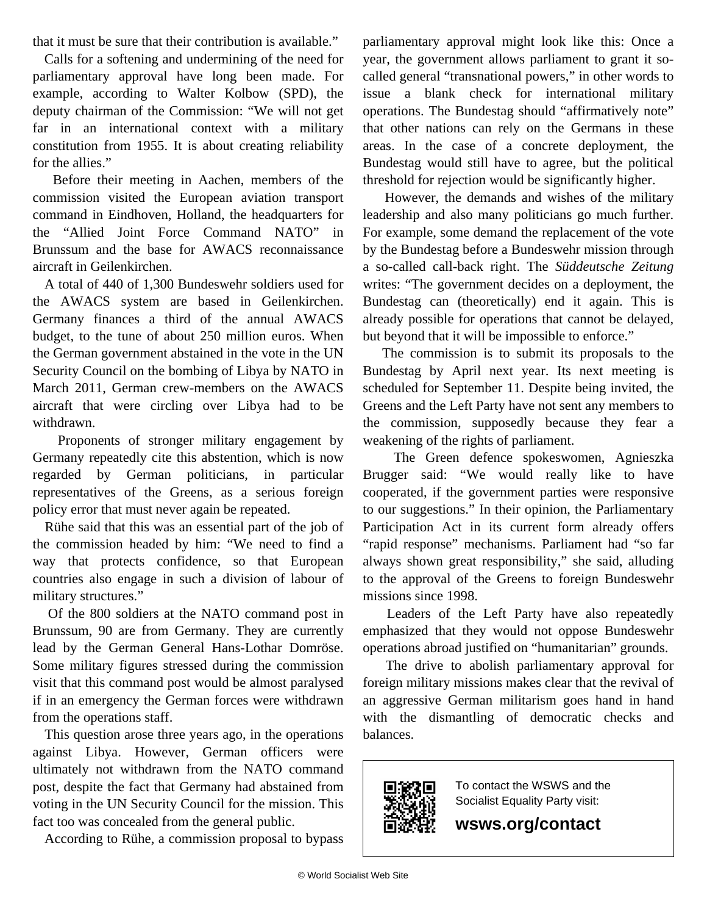that it must be sure that their contribution is available."

Calls for a softening and undermining of the need for parliamentary approval have long been made. For example, according to Walter Kolbow (SPD), the deputy chairman of the Commission: "We will not get far in an international context with a military constitution from 1955. It is about creating reliability for the allies."

Before their meeting in Aachen, members of the commission visited the European aviation transport command in Eindhoven, Holland, the headquarters for the "Allied Joint Force Command NATO" in Brunssum and the base for AWACS reconnaissance aircraft in Geilenkirchen.

A total of 440 of 1,300 Bundeswehr soldiers used for the AWACS system are based in Geilenkirchen. Germany finances a third of the annual AWACS budget, to the tune of about 250 million euros. When the German government abstained in the vote in the UN Security Council on the bombing of Libya by NATO in March 2011, German crew-members on the AWACS aircraft that were circling over Libya had to be withdrawn.

Proponents of stronger military engagement by Germany repeatedly cite this abstention, which is now regarded by German politicians, in particular representatives of the Greens, as a serious foreign policy error that must never again be repeated.

Rühe said that this was an essential part of the job of the commission headed by him: "We need to find a way that protects confidence, so that European countries also engage in such a division of labour of military structures."

Of the 800 soldiers at the NATO command post in Brunssum, 90 are from Germany. They are currently lead by the German General Hans-Lothar Domröse. Some military figures stressed during the commission visit that this command post would be almost paralysed if in an emergency the German forces were withdrawn from the operations staff.

This question arose three years ago, in the operations against Libya. However, German officers were ultimately not withdrawn from the NATO command post, despite the fact that Germany had abstained from voting in the UN Security Council for the mission. This fact too was concealed from the general public.

According to Rühe, a commission proposal to bypass parliamentary approval might look like this: Once a year, the government allows parliament to grant it so-called general "transnational powers," in other words to issue a blank check for international military operations. The Bundestag should "affirmatively note" that other nations can rely on the Germans in these areas. In the case of a concrete deployment, the Bundestag would still have to agree, but the political threshold for rejection would be significantly higher.

However, the demands and wishes of the military leadership and also many politicians go much further. For example, some demand the replacement of the vote by the Bundestag before a Bundeswehr mission through a so-called call-back right. The *Süddeutsche Zeitung* writes: "The government decides on a deployment, the Bundestag can (theoretically) end it again. This is already possible for operations that cannot be delayed, but beyond that it will be impossible to enforce."

The commission is to submit its proposals to the Bundestag by April next year. Its next meeting is scheduled for September 11. Despite being invited, the Greens and the Left Party have not sent any members to the commission, supposedly because they fear a weakening of the rights of parliament.

The Green defence spokeswomen, Agnieszka Brugger said: "We would really like to have cooperated, if the government parties were responsive to our suggestions." In their opinion, the Parliamentary Participation Act in its current form already offers "rapid response" mechanisms. Parliament had "so far always shown great responsibility," she said, alluding to the approval of the Greens to foreign Bundeswehr missions since 1998.

Leaders of the Left Party have also repeatedly emphasized that they would not oppose Bundeswehr operations abroad justified on "humanitarian" grounds.

The drive to abolish parliamentary approval for foreign military missions makes clear that the revival of an aggressive German militarism goes hand in hand with the dismantling of democratic checks and balances.

To contact the WSWS and the Socialist Equality Party visit:

**wsws.org/contact**